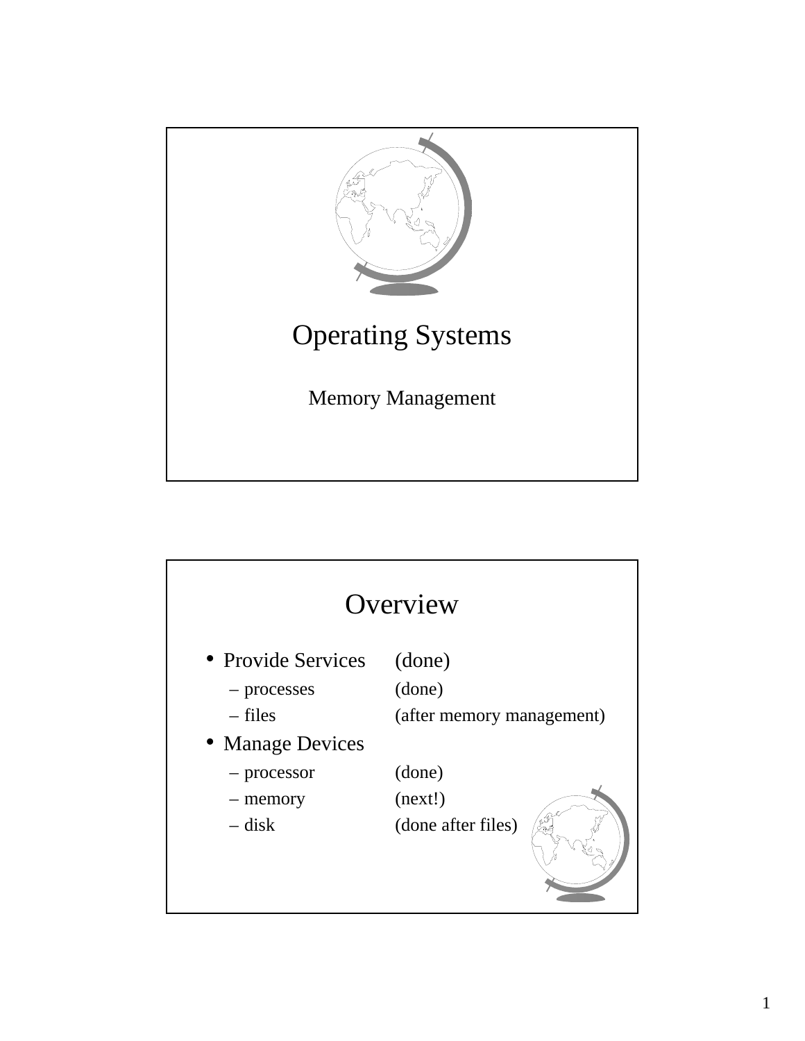# Operating Systems

Memory Management

## Overview

- Provide Services (done)
  - processes (done)
  - files (after memory management)
- Manage Devices
  - processor (done)
  - memory (next!)
  - disk (done after files)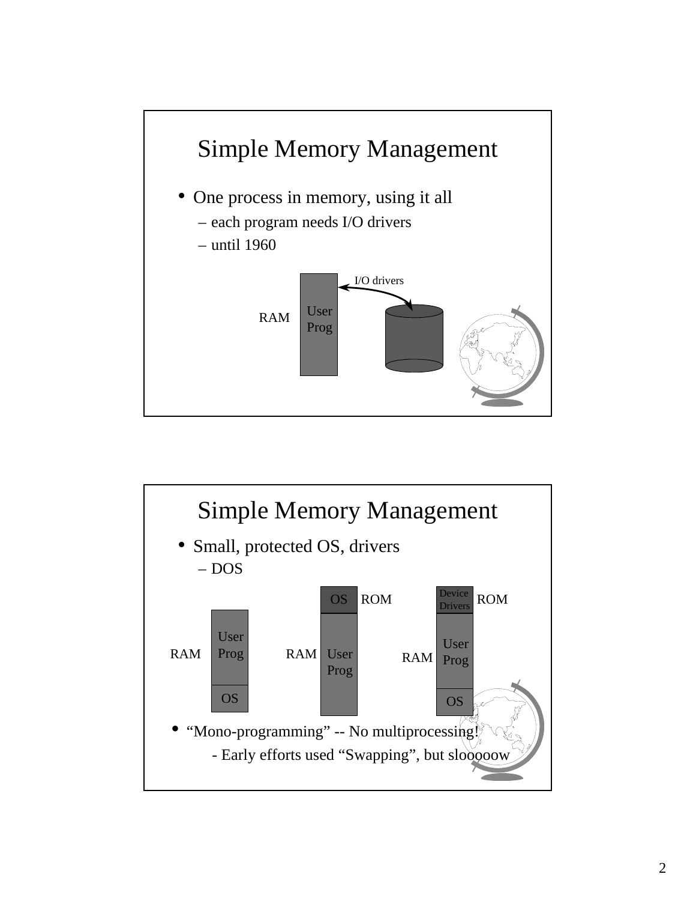## Simple Memory Management

- One process in memory, using it all
  - each program needs I/O drivers
  - until 1960

RAM | User Prog | I/O drivers

## Simple Memory Management

- Small, protected OS, drivers
  - DOS

RAM | User Prog | OS

ROM | OS
RAM | User Prog

ROM | Device Drivers
RAM | User Prog | OS

- "Mono-programming" -- No multiprocessing!
  - Early efforts used "Swapping", but slooooow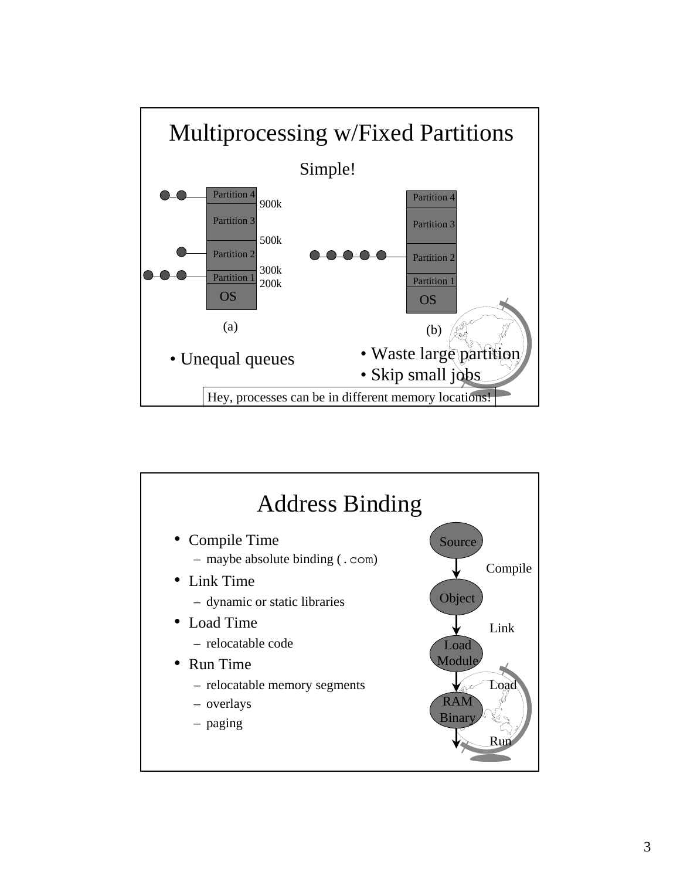# Multiprocessing w/Fixed Partitions

Simple!

Partition 4
900k
Partition 3
500k
Partition 2
300k
Partition 1
200k
OS

(a)

Partition 4
Partition 3
Partition 2
Partition 1
OS

(b)

- Unequal queues

- Waste large partition
- Skip small jobs

Hey, processes can be in different memory locations!

# Address Binding

- Compile Time
  - maybe absolute binding (`.com`)
- Link Time
  - dynamic or static libraries
- Load Time
  - relocatable code
- Run Time
  - relocatable memory segments
  - overlays
  - paging

Source → Compile → Object → Link → Load Module → Load → RAM Binary → Run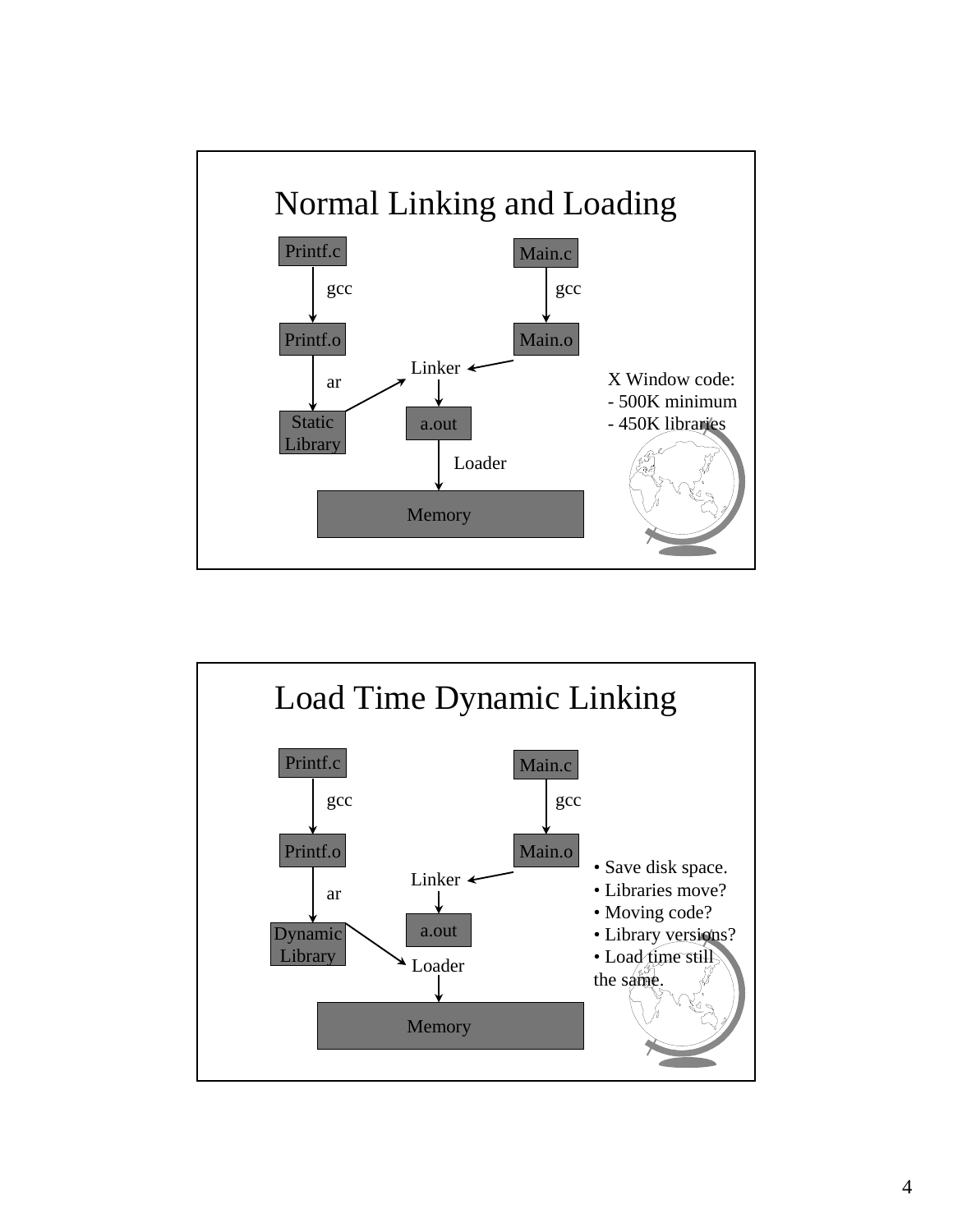## Normal Linking and Loading

Printf.c → gcc → Printf.o → ar → Static Library

Main.c → gcc → Main.o

Main.o, Static Library → Linker → a.out → Loader → Memory

X Window code:
- 500K minimum
- 450K libraries

## Load Time Dynamic Linking

Printf.c → gcc → Printf.o → ar → Dynamic Library

Main.c → gcc → Main.o

Main.o → Linker → a.out

a.out, Dynamic Library → Loader → Memory

- Save disk space.
- Libraries move?
- Moving code?
- Library versions?
- Load time still the same.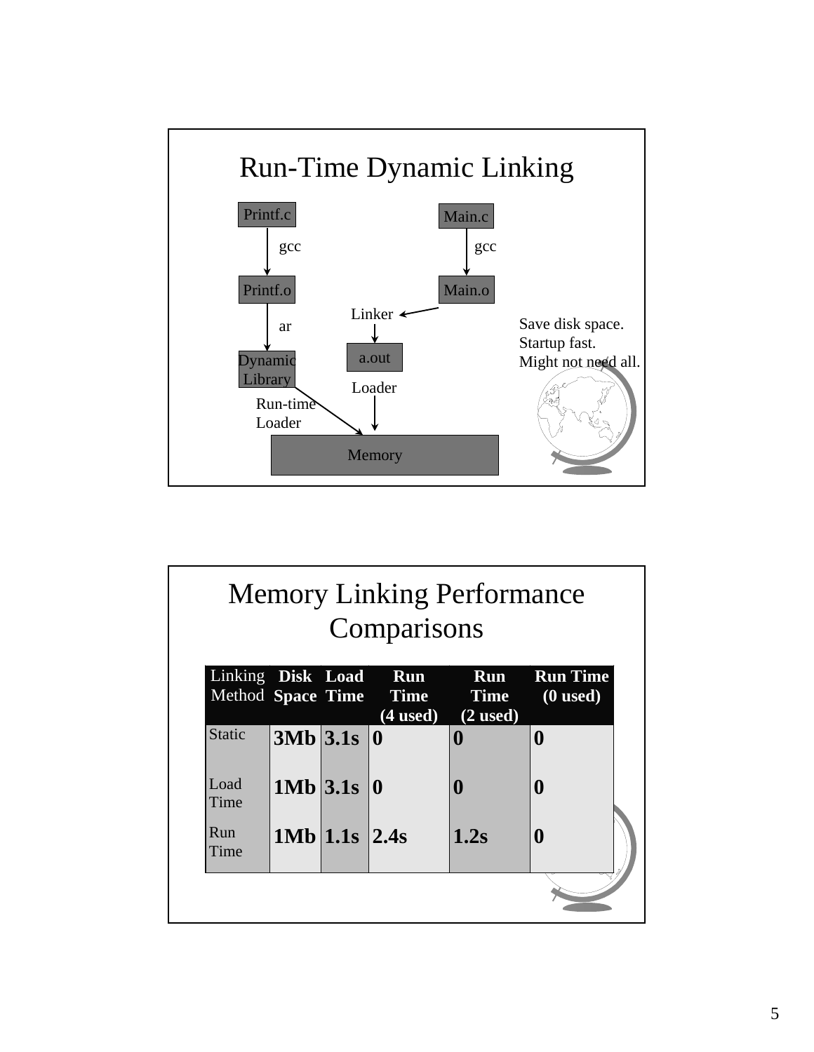## Run-Time Dynamic Linking

Printf.c → gcc → Printf.o → ar → Dynamic Library

Main.c → gcc → Main.o → Linker → a.out → Loader → Memory

Dynamic Library → Run-time Loader → Memory

Save disk space.
Startup fast.
Might not need all.

## Memory Linking Performance Comparisons

| Linking Method | Disk Space | Load Time | Run Time (4 used) | Run Time (2 used) | Run Time (0 used) |
|---|---|---|---|---|---|
| Static | **3Mb** | **3.1s** | **0** | **0** | **0** |
| Load Time | **1Mb** | **3.1s** | **0** | **0** | **0** |
| Run Time | **1Mb** | **1.1s** | **2.4s** | **1.2s** | **0** |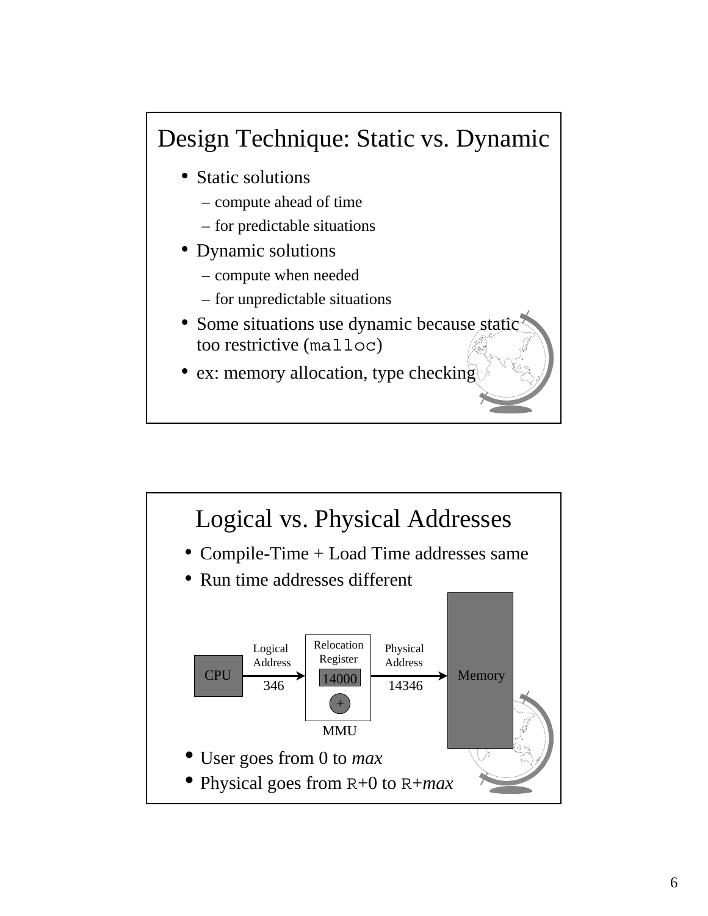## Design Technique: Static vs. Dynamic

- Static solutions
  - compute ahead of time
  - for predictable situations
- Dynamic solutions
  - compute when needed
  - for unpredictable situations
- Some situations use dynamic because static too restrictive (`malloc`)
- ex: memory allocation, type checking

## Logical vs. Physical Addresses

- Compile-Time + Load Time addresses same
- Run time addresses different

CPU → Logical Address 346 → MMU (Relocation Register 14000, +) → Physical Address 14346 → Memory

- User goes from 0 to *max*
- Physical goes from `R`+0 to `R`+*max*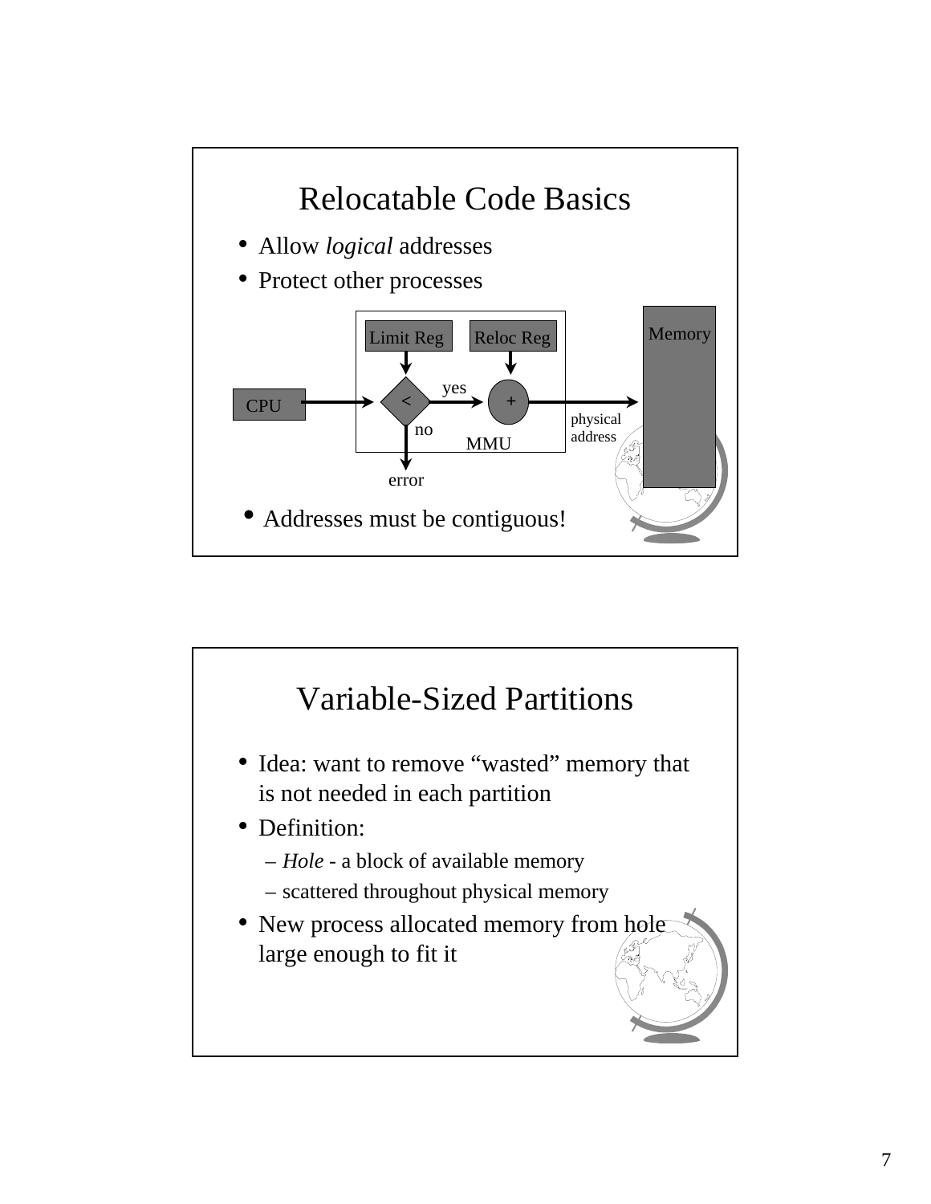# Relocatable Code Basics

- Allow *logical* addresses
- Protect other processes

Limit Reg Reloc Reg Memory

CPU < yes + physical address

no MMU

error

- Addresses must be contiguous!

# Variable-Sized Partitions

- Idea: want to remove "wasted" memory that is not needed in each partition
- Definition:
  - *Hole* - a block of available memory
  - scattered throughout physical memory
- New process allocated memory from hole large enough to fit it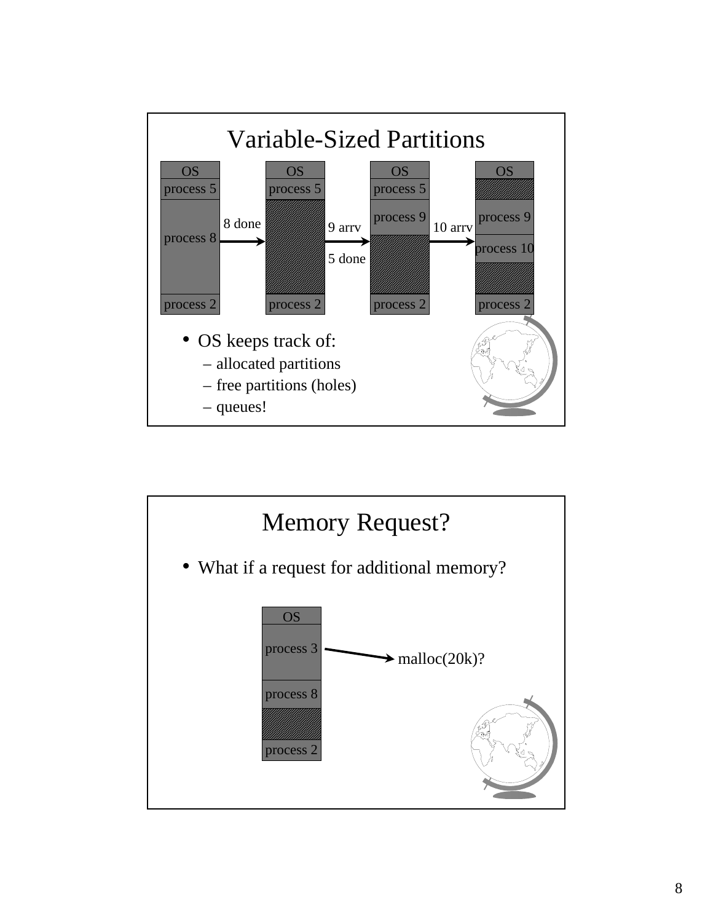# Variable-Sized Partitions

OS | process 5 | process 8 | process 2 → 8 done → OS | process 5 | (hole) | process 2 → 9 arrv, 5 done → OS | process 5 | process 9 | (hole) | process 2 → 10 arrv → OS | (hole) | process 9 | process 10 | (hole) | process 2

- OS keeps track of:
  - allocated partitions
  - free partitions (holes)
  - queues!

# Memory Request?

- What if a request for additional memory?

OS | process 3 | process 8 | (hole) | process 2

process 3 → malloc(20k)?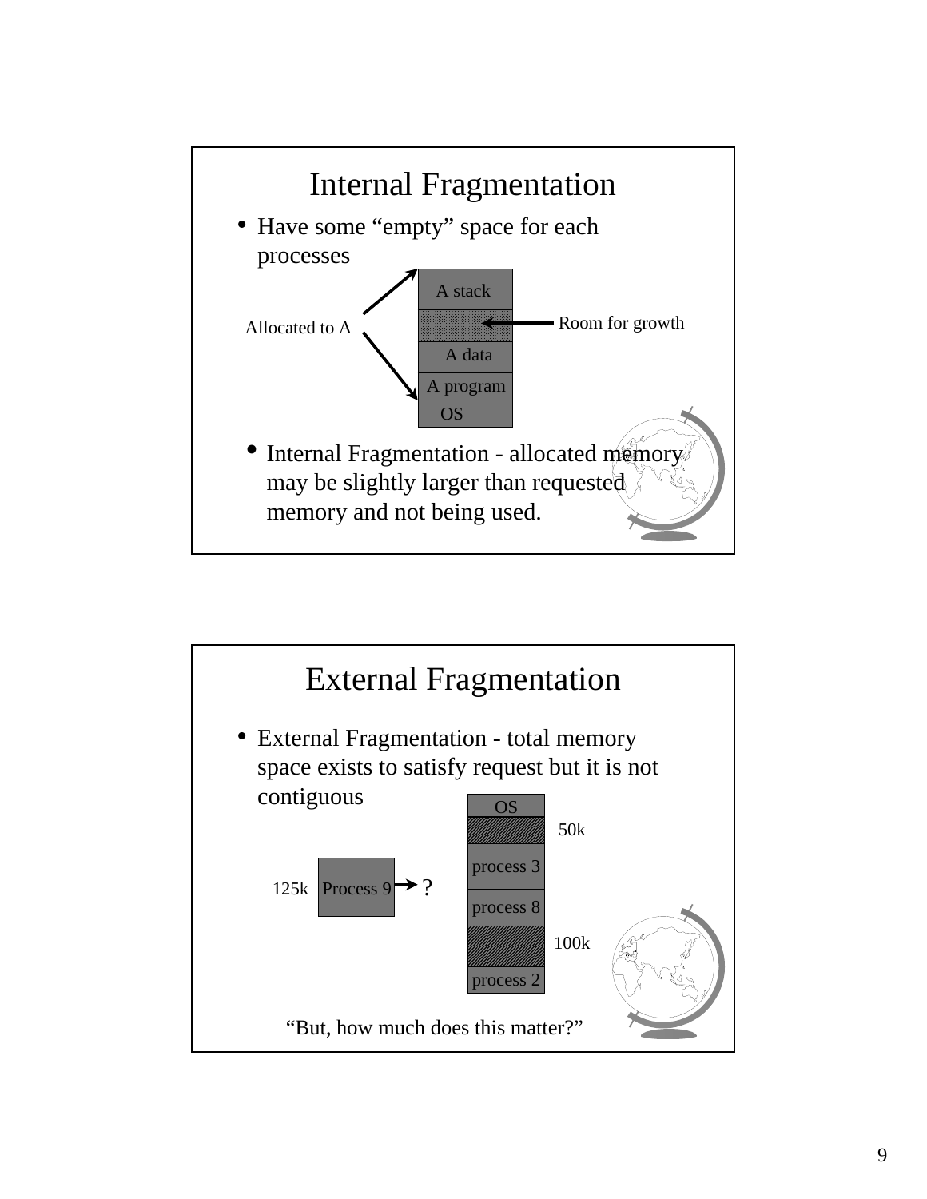# Internal Fragmentation

- Have some “empty” space for each processes

Allocated to A

A stack

Room for growth

A data

A program

OS

- Internal Fragmentation - allocated memory may be slightly larger than requested memory and not being used.

# External Fragmentation

- External Fragmentation - total memory space exists to satisfy request but it is not contiguous

OS

50k

process 3

125k Process 9 ?

process 8

100k

process 2

“But, how much does this matter?”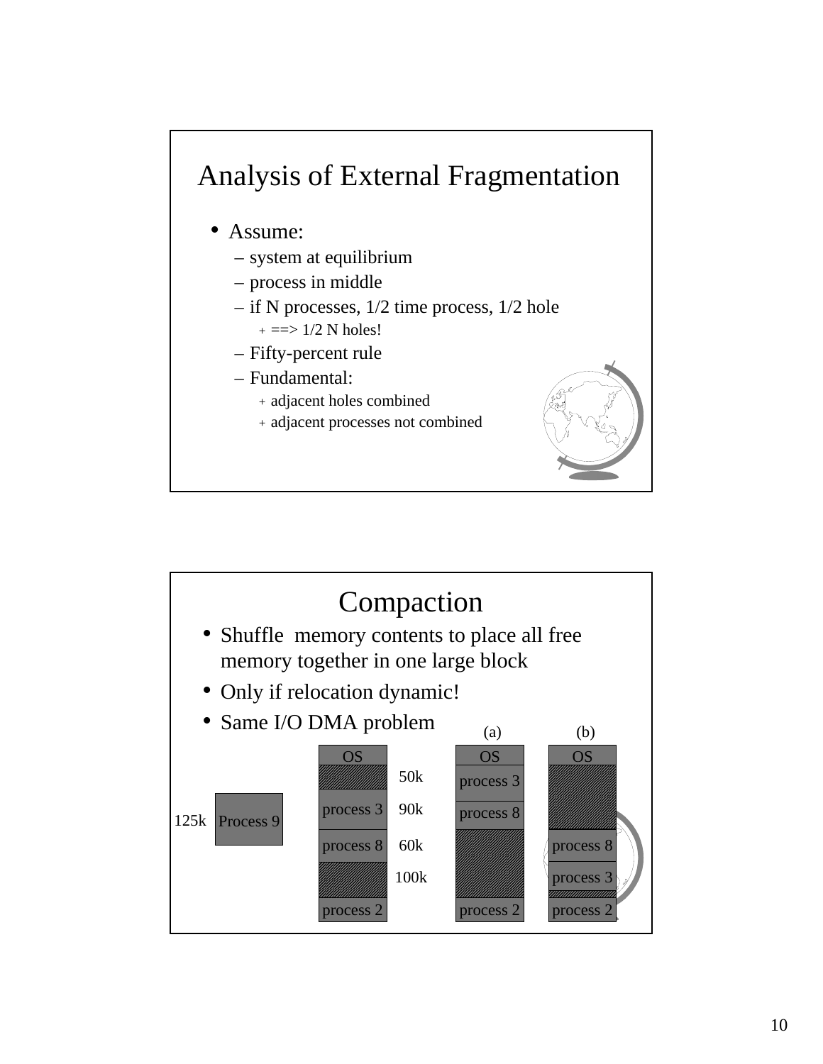## Analysis of External Fragmentation

- Assume:
  - system at equilibrium
  - process in middle
  - if N processes, 1/2 time process, 1/2 hole
    - ==> 1/2 N holes!
  - Fifty-percent rule
  - Fundamental:
    - adjacent holes combined
    - adjacent processes not combined

## Compaction

- Shuffle memory contents to place all free memory together in one large block
- Only if relocation dynamic!
- Same I/O DMA problem

| Initial | Size | (a) | (b) |
|---|---|---|---|
| OS | | OS | OS |
| (hole) | 50k | process 3 | (hole) |
| process 3 | 90k | process 8 | (hole) |
| process 8 | 60k | (hole) | process 8 |
| (hole) | 100k | (hole) | process 3 |
| process 2 | | process 2 | process 2 |

Process 9: 125k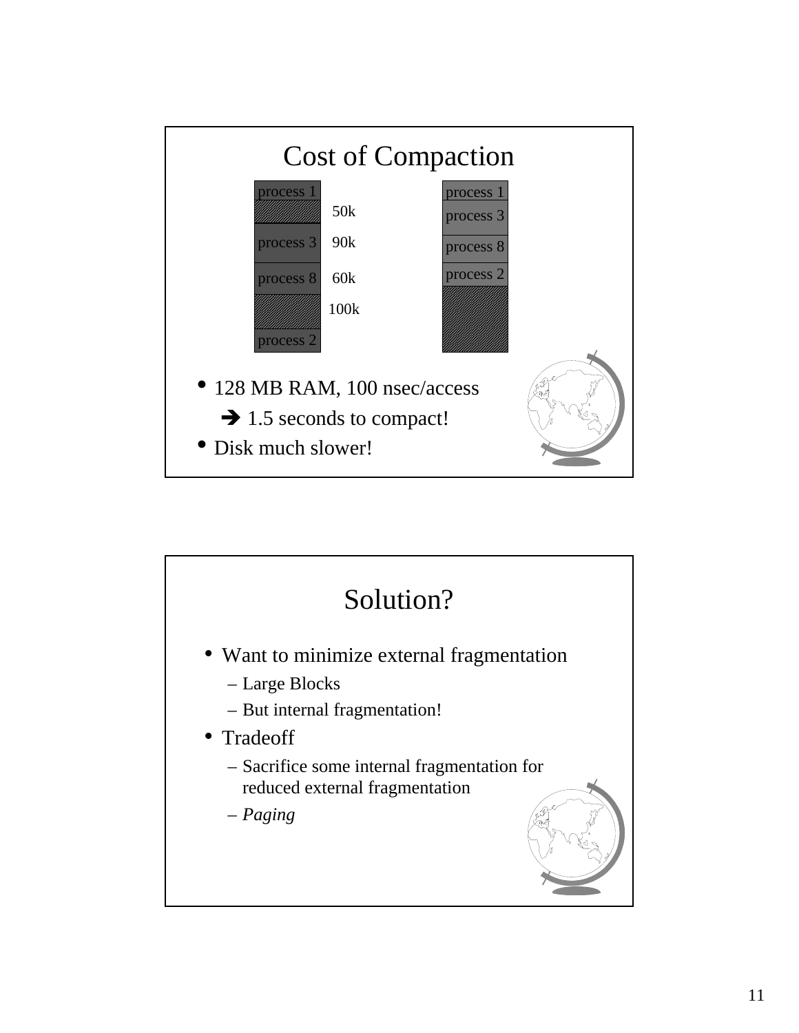## Cost of Compaction

| Before | | After |
|---|---|---|
| process 1 | | process 1 |
| (free) | 50k | process 3 |
| process 3 | 90k | process 8 |
| process 8 | 60k | process 2 |
| (free) | 100k | (free) |
| process 2 | | |

- 128 MB RAM, 100 nsec/access
  - ➔ 1.5 seconds to compact!
- Disk much slower!

## Solution?

- Want to minimize external fragmentation
  - Large Blocks
  - But internal fragmentation!
- Tradeoff
  - Sacrifice some internal fragmentation for reduced external fragmentation
  - *Paging*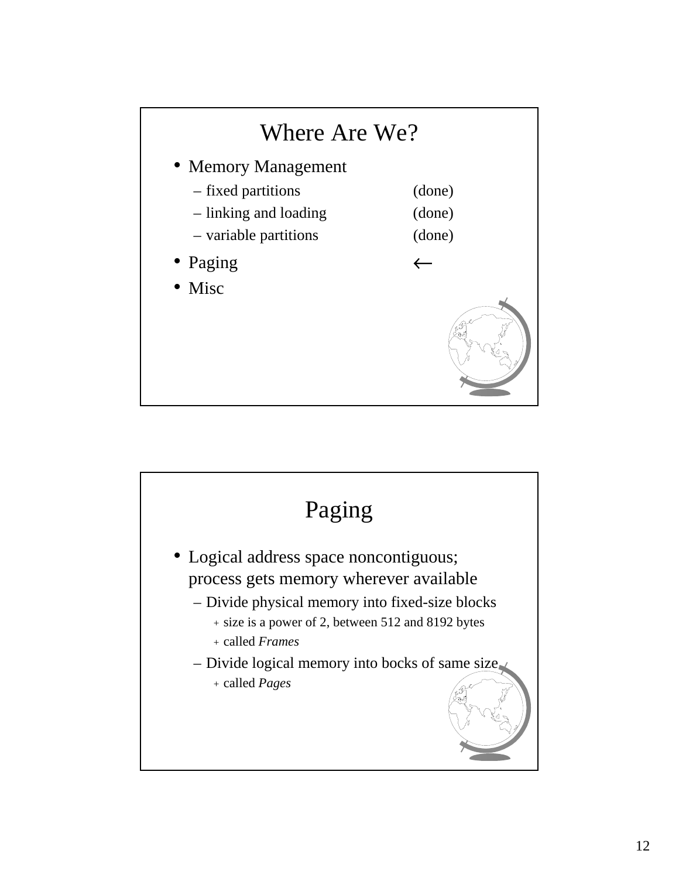# Where Are We?

- Memory Management
  - fixed partitions (done)
  - linking and loading (done)
  - variable partitions (done)
- Paging ←
- Misc

# Paging

- Logical address space noncontiguous; process gets memory wherever available
  - Divide physical memory into fixed-size blocks
    - size is a power of 2, between 512 and 8192 bytes
    - called *Frames*
  - Divide logical memory into bocks of same size
    - called *Pages*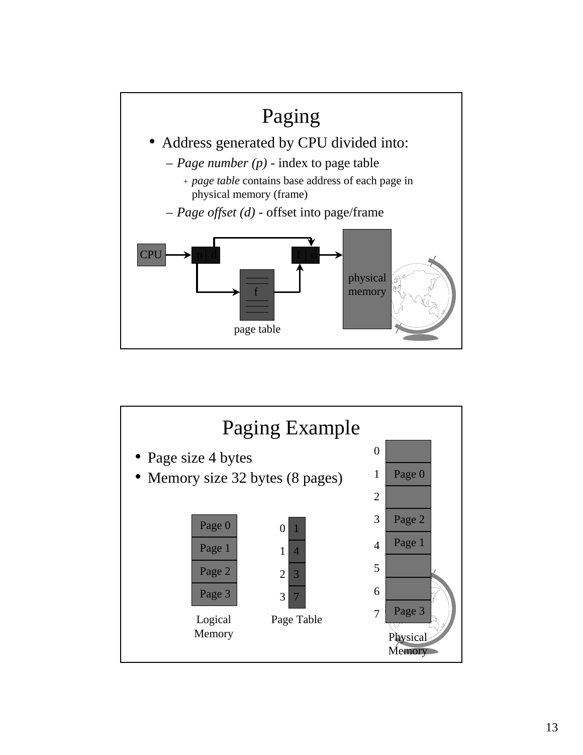# Paging

- Address generated by CPU divided into:
  - *Page number (p)* - index to page table
    - *page table* contains base address of each page in physical memory (frame)
  - *Page offset (d)* - offset into page/frame

CPU → p | d → page table (f) → f | d → physical memory

page table

# Paging Example

- Page size 4 bytes
- Memory size 32 bytes (8 pages)

**Logical Memory**

| Page |
| --- |
| Page 0 |
| Page 1 |
| Page 2 |
| Page 3 |

**Page Table**

| Page | Frame |
| --- | --- |
| 0 | 1 |
| 1 | 4 |
| 2 | 3 |
| 3 | 7 |

**Physical Memory**

| Frame | Contents |
| --- | --- |
| 0 | |
| 1 | Page 0 |
| 2 | |
| 3 | Page 2 |
| 4 | Page 1 |
| 5 | |
| 6 | |
| 7 | Page 3 |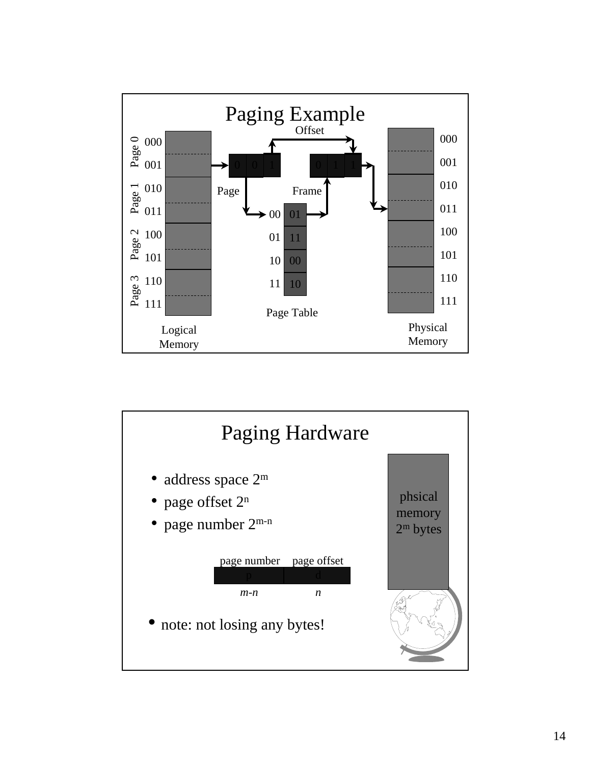## Paging Example

Offset

| Page | Address |
|---|---|
| Page 0 | 000 |
| | 001 |
| Page 1 | 010 |
| | 011 |
| Page 2 | 100 |
| | 101 |
| Page 3 | 110 |
| | 111 |

Logical Memory

Page: 0 0 1 → Frame: 0 1 1

**Page Table**

| Page | Frame |
|---|---|
| 00 | 01 |
| 01 | 11 |
| 10 | 00 |
| 11 | 10 |

Physical Memory: 000, 001, 010, 011, 100, 101, 110, 111

## Paging Hardware

- address space $2^m$
- page offset $2^n$
- page number $2^{m-n}$

| page number | page offset |
|---|---|
| p | d |
| *m-n* | *n* |

phsical memory $2^m$ bytes

- note: not losing any bytes!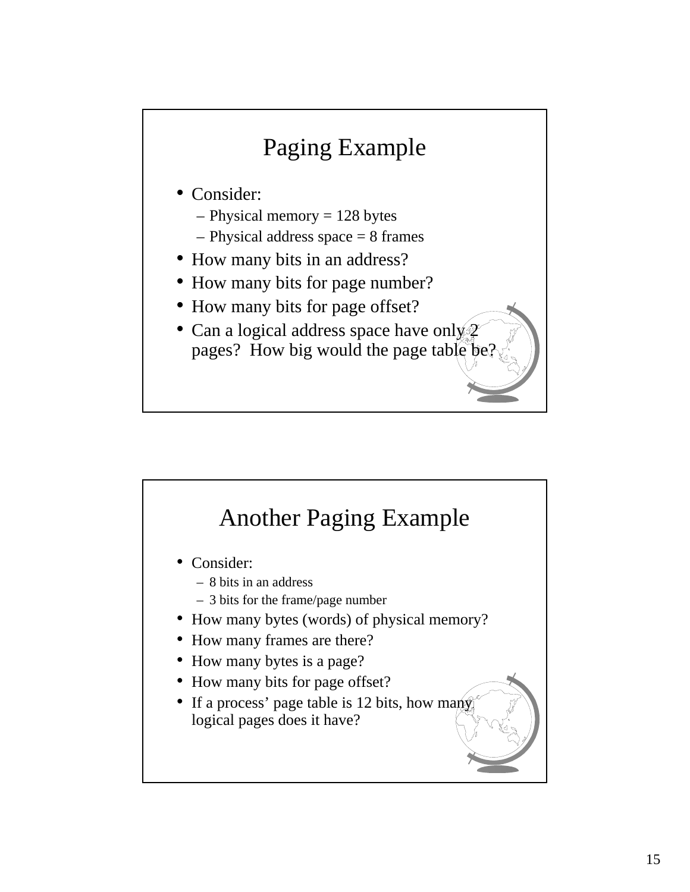## Paging Example

- Consider:
  - Physical memory = 128 bytes
  - Physical address space = 8 frames
- How many bits in an address?
- How many bits for page number?
- How many bits for page offset?
- Can a logical address space have only 2 pages? How big would the page table be?

## Another Paging Example

- Consider:
  - 8 bits in an address
  - 3 bits for the frame/page number
- How many bytes (words) of physical memory?
- How many frames are there?
- How many bytes is a page?
- How many bits for page offset?
- If a process' page table is 12 bits, how many logical pages does it have?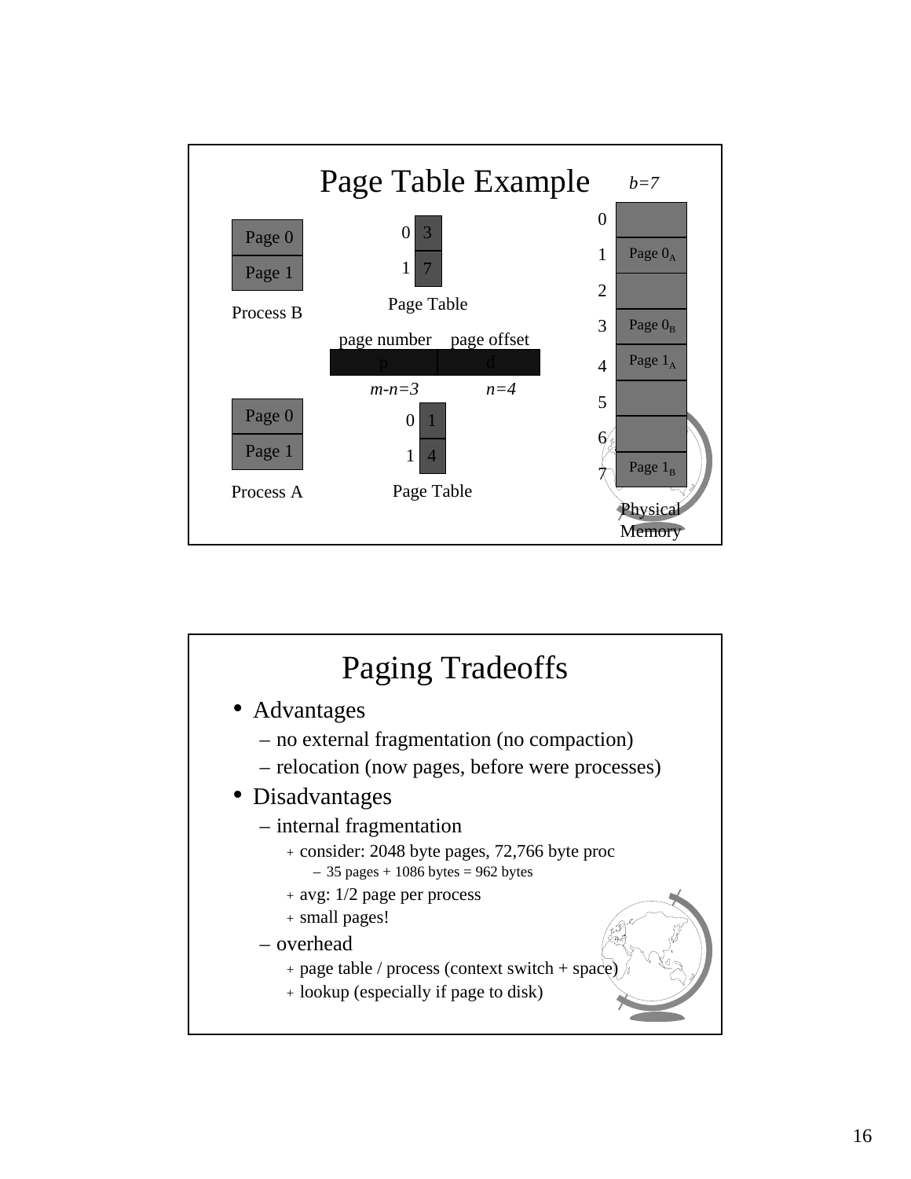## Page Table Example

*b=7*

Process B:

- Page 0
- Page 1

Page Table (Process B):

| | |
|---|---|
| 0 | 3 |
| 1 | 7 |

| page number | page offset |
|---|---|
| p | d |
| *m-n=3* | *n=4* |

Process A:

- Page 0
- Page 1

Page Table (Process A):

| | |
|---|---|
| 0 | 1 |
| 1 | 4 |

Physical Memory:

| Frame | Contents |
|---|---|
| 0 | |
| 1 | Page $0_A$ |
| 2 | |
| 3 | Page $0_B$ |
| 4 | Page $1_A$ |
| 5 | |
| 6 | |
| 7 | Page $1_B$ |

## Paging Tradeoffs

- Advantages
  - no external fragmentation (no compaction)
  - relocation (now pages, before were processes)
- Disadvantages
  - internal fragmentation
    - consider: 2048 byte pages, 72,766 byte proc
      - 35 pages + 1086 bytes = 962 bytes
    - avg: 1/2 page per process
    - small pages!
  - overhead
    - page table / process (context switch + space)
    - lookup (especially if page to disk)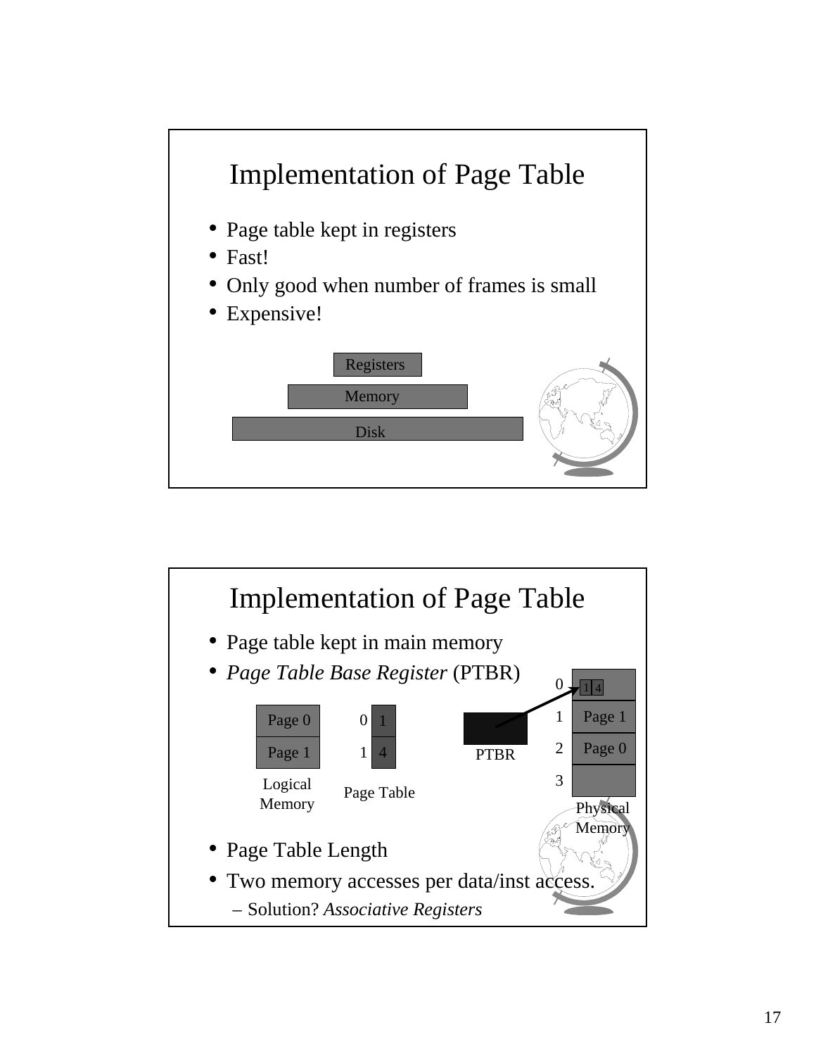# Implementation of Page Table

- Page table kept in registers
- Fast!
- Only good when number of frames is small
- Expensive!

Registers

Memory

Disk

# Implementation of Page Table

- Page table kept in main memory
- *Page Table Base Register* (PTBR)

| Logical Memory |
| --- |
| Page 0 |
| Page 1 |

Page Table

| | |
| --- | --- |
| 0 | 1 |
| 1 | 4 |

PTBR

Physical Memory

| | |
| --- | --- |
| 0 | 1 4 |
| 1 | Page 1 |
| 2 | Page 0 |
| 3 | |

- Page Table Length
- Two memory accesses per data/inst access.
  - Solution? *Associative Registers*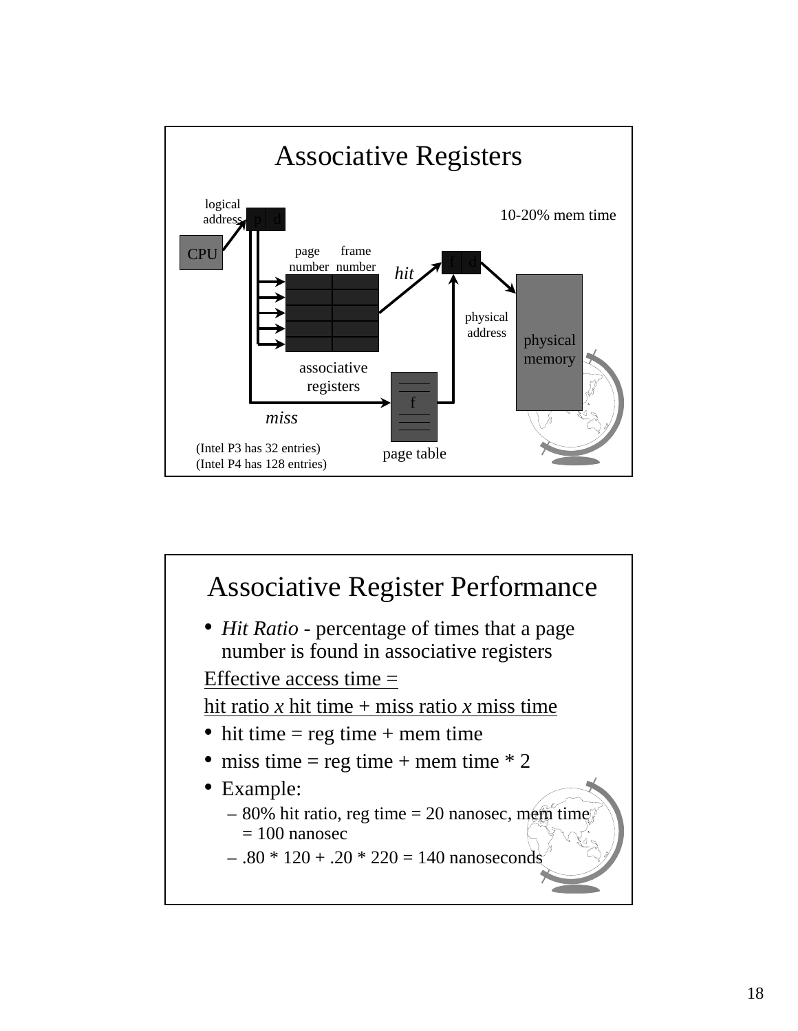## Associative Registers

logical address

p | d

CPU

10-20% mem time

page number | frame number

hit

f | d

physical address

physical memory

associative registers

f

miss

page table

(Intel P3 has 32 entries)
(Intel P4 has 128 entries)

## Associative Register Performance

- *Hit Ratio* - percentage of times that a page number is found in associative registers

Effective access time =

hit ratio *x* hit time + miss ratio *x* miss time

- hit time = reg time + mem time
- miss time = reg time + mem time * 2
- Example:
  - 80% hit ratio, reg time = 20 nanosec, mem time = 100 nanosec
  - .80 * 120 + .20 * 220 = 140 nanoseconds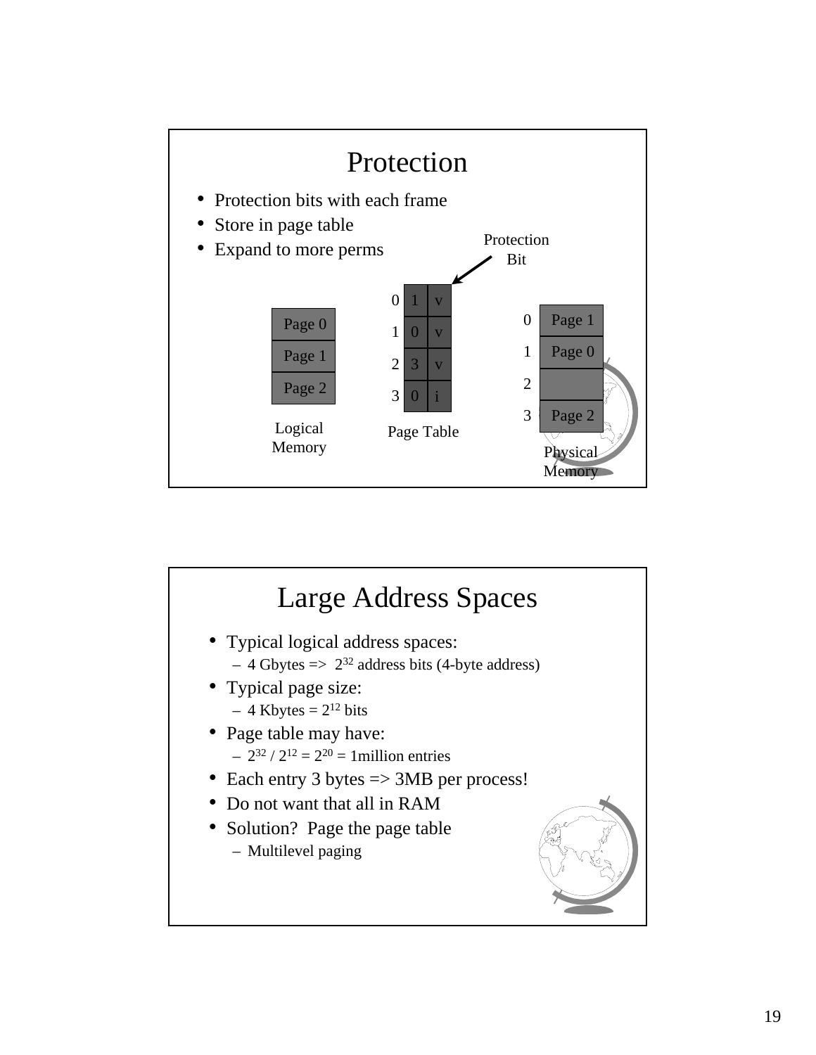# Protection

- Protection bits with each frame
- Store in page table
- Expand to more perms

Protection Bit

**Logical Memory**

| Logical Memory |
|---|
| Page 0 |
| Page 1 |
| Page 2 |

**Page Table**

| | Frame | Protection Bit |
|---|---|---|
| 0 | 1 | v |
| 1 | 0 | v |
| 2 | 3 | v |
| 3 | 0 | i |

**Physical Memory**

| | Physical Memory |
|---|---|
| 0 | Page 1 |
| 1 | Page 0 |
| 2 | |
| 3 | Page 2 |

# Large Address Spaces

- Typical logical address spaces:
  - 4 Gbytes => $2^{32}$ address bits (4-byte address)
- Typical page size:
  - 4 Kbytes = $2^{12}$ bits
- Page table may have:
  - $2^{32} / 2^{12} = 2^{20}$ = 1million entries
- Each entry 3 bytes => 3MB per process!
- Do not want that all in RAM
- Solution? Page the page table
  - Multilevel paging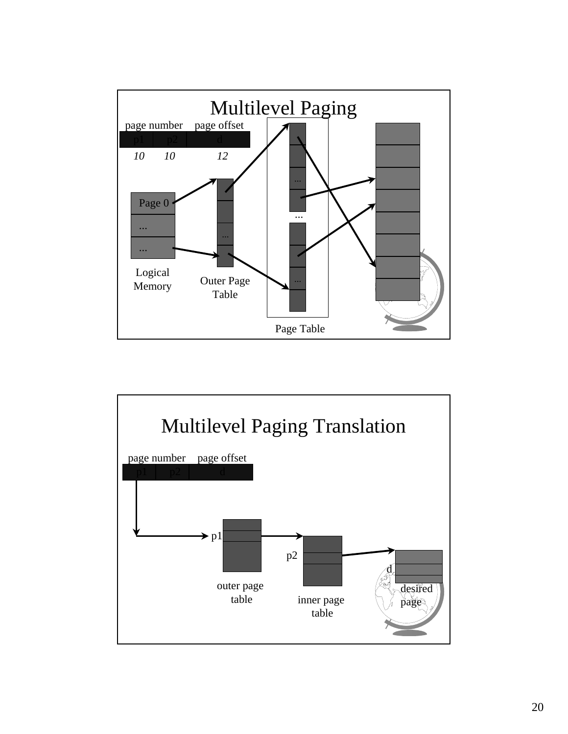# Multilevel Paging

| page number | | page offset |
|---|---|---|
| p1 | p2 | d |
| *10* | *10* | *12* |

Page 0

...

...

Logical Memory

Outer Page Table

Page Table

# Multilevel Paging Translation

| page number | | page offset |
|---|---|---|
| p1 | p2 | d |

p1

outer page table

p2

inner page table

d

desired page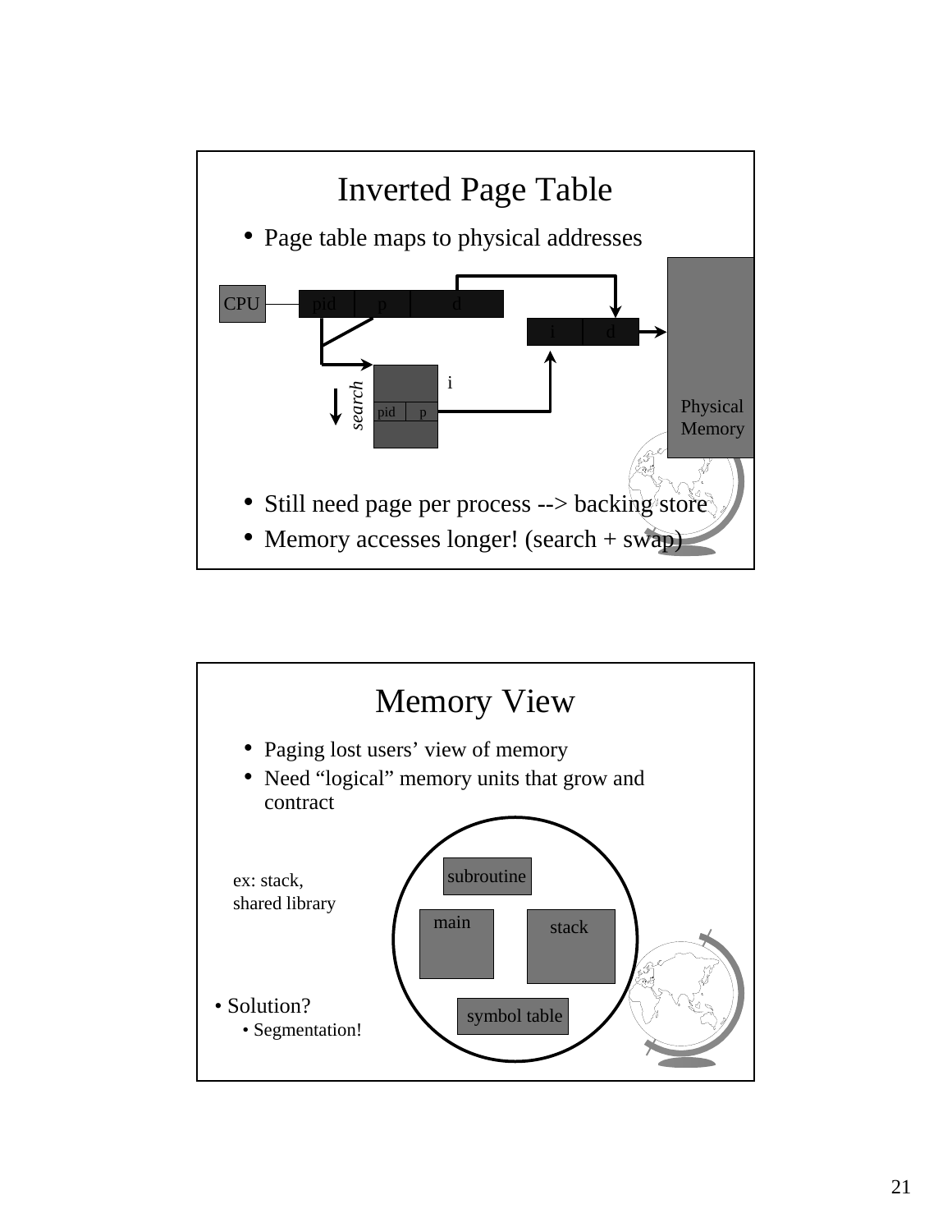## Inverted Page Table

- Page table maps to physical addresses

CPU → pid | p | d → search (pid | p) → i → i | d → Physical Memory

- Still need page per process --> backing store
- Memory accesses longer! (search + swap)

## Memory View

- Paging lost users' view of memory
- Need "logical" memory units that grow and contract

ex: stack, shared library

subroutine, main, stack, symbol table

- Solution?
  - Segmentation!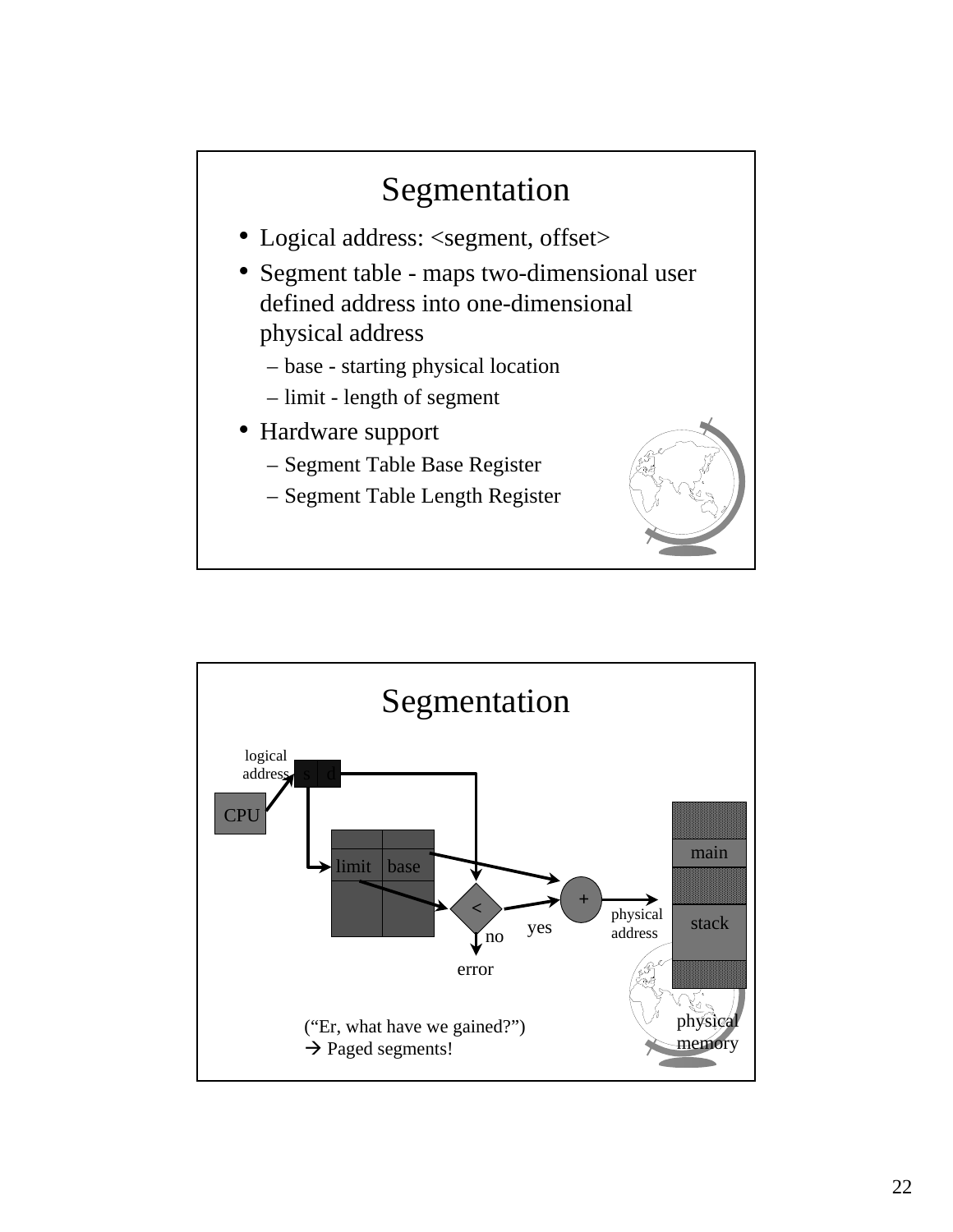# Segmentation

- Logical address: <segment, offset>
- Segment table - maps two-dimensional user defined address into one-dimensional physical address
  - base - starting physical location
  - limit - length of segment
- Hardware support
  - Segment Table Base Register
  - Segment Table Length Register

# Segmentation

logical address

s d

CPU

limit base

<

no

error

yes

+

physical address

main

stack

physical memory

("Er, what have we gained?")
→ Paged segments!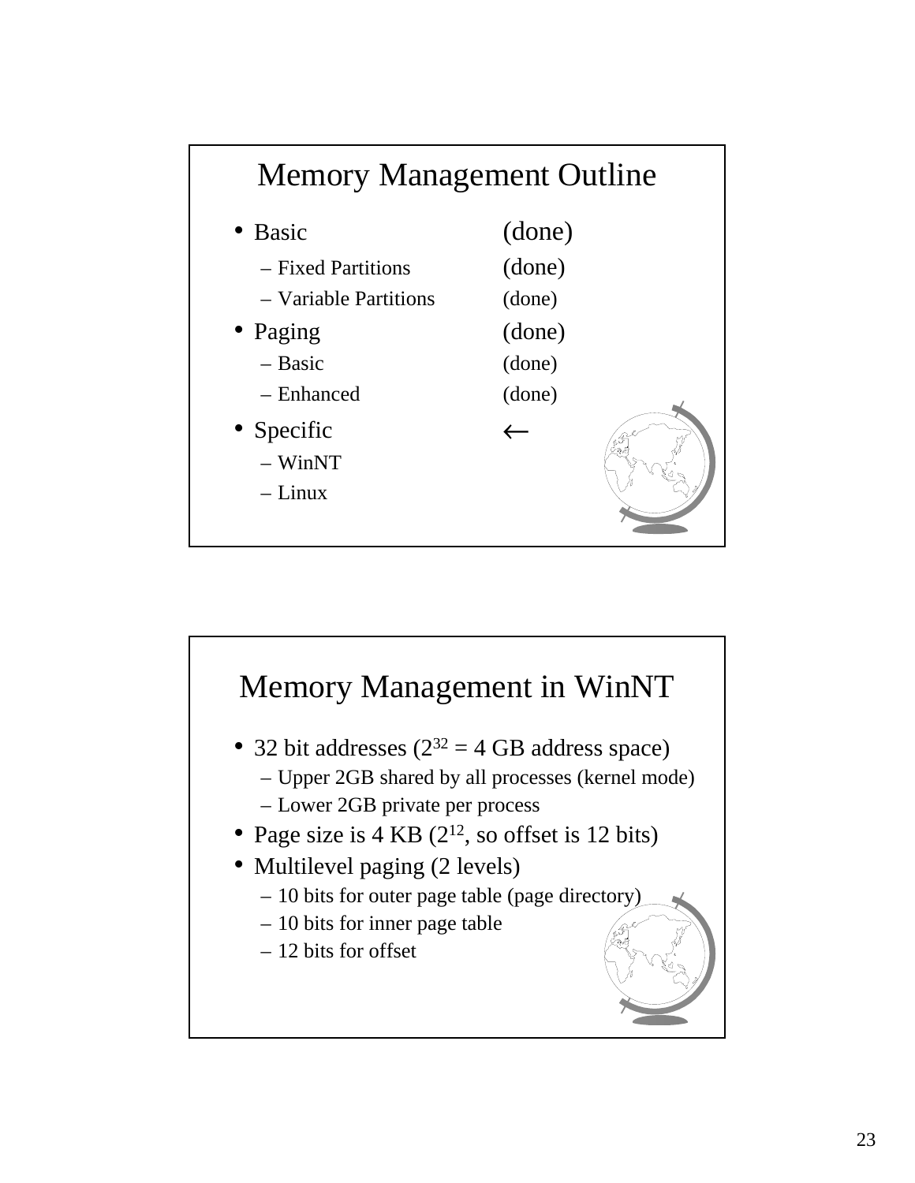## Memory Management Outline

- Basic (done)
  - Fixed Partitions (done)
  - Variable Partitions (done)
- Paging (done)
  - Basic (done)
  - Enhanced (done)
- Specific ←
  - WinNT
  - Linux

## Memory Management in WinNT

- 32 bit addresses ($2^{32}$ = 4 GB address space)
  - Upper 2GB shared by all processes (kernel mode)
  - Lower 2GB private per process
- Page size is 4 KB ($2^{12}$, so offset is 12 bits)
- Multilevel paging (2 levels)
  - 10 bits for outer page table (page directory)
  - 10 bits for inner page table
  - 12 bits for offset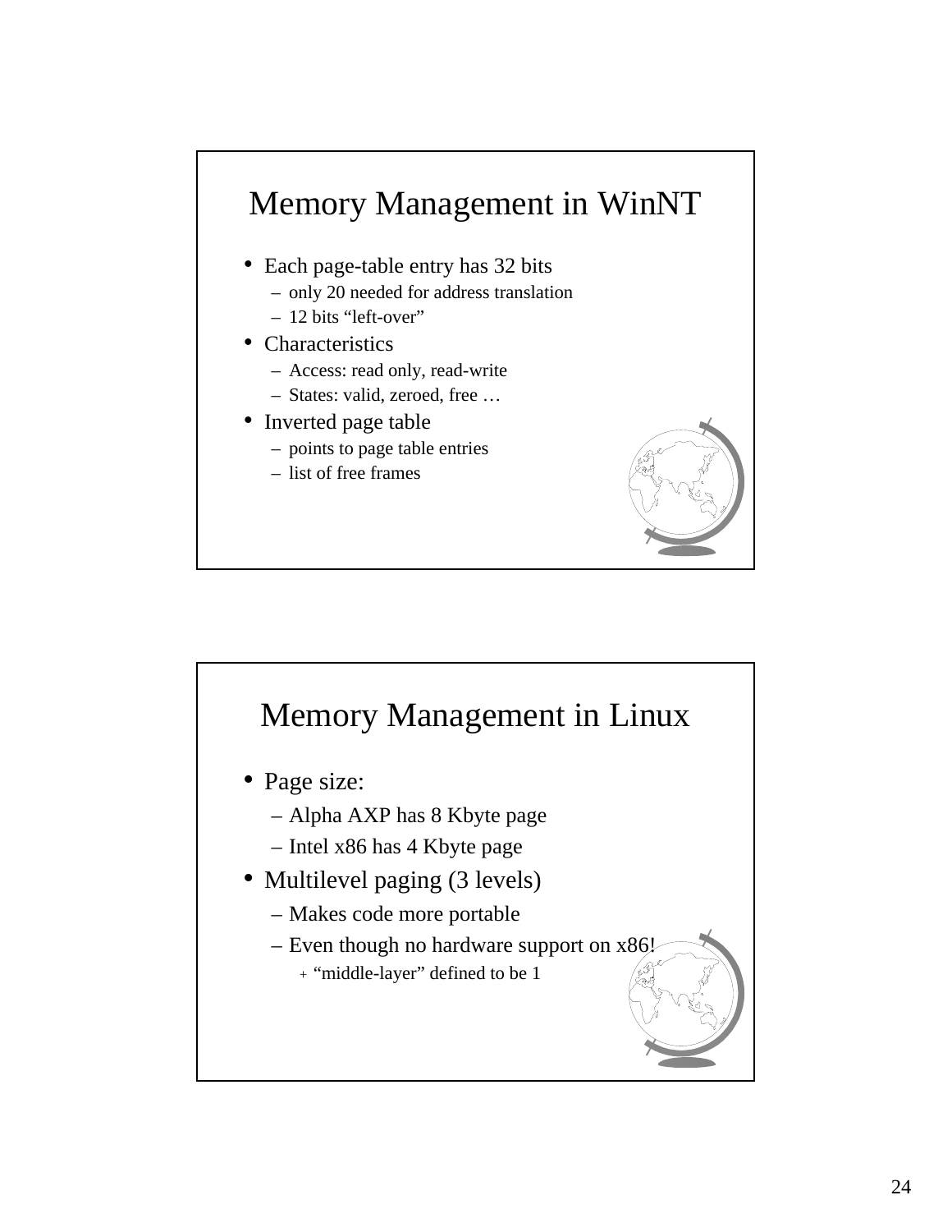# Memory Management in WinNT

- Each page-table entry has 32 bits
  - only 20 needed for address translation
  - 12 bits "left-over"
- Characteristics
  - Access: read only, read-write
  - States: valid, zeroed, free …
- Inverted page table
  - points to page table entries
  - list of free frames

# Memory Management in Linux

- Page size:
  - Alpha AXP has 8 Kbyte page
  - Intel x86 has 4 Kbyte page
- Multilevel paging (3 levels)
  - Makes code more portable
  - Even though no hardware support on x86!
    - "middle-layer" defined to be 1